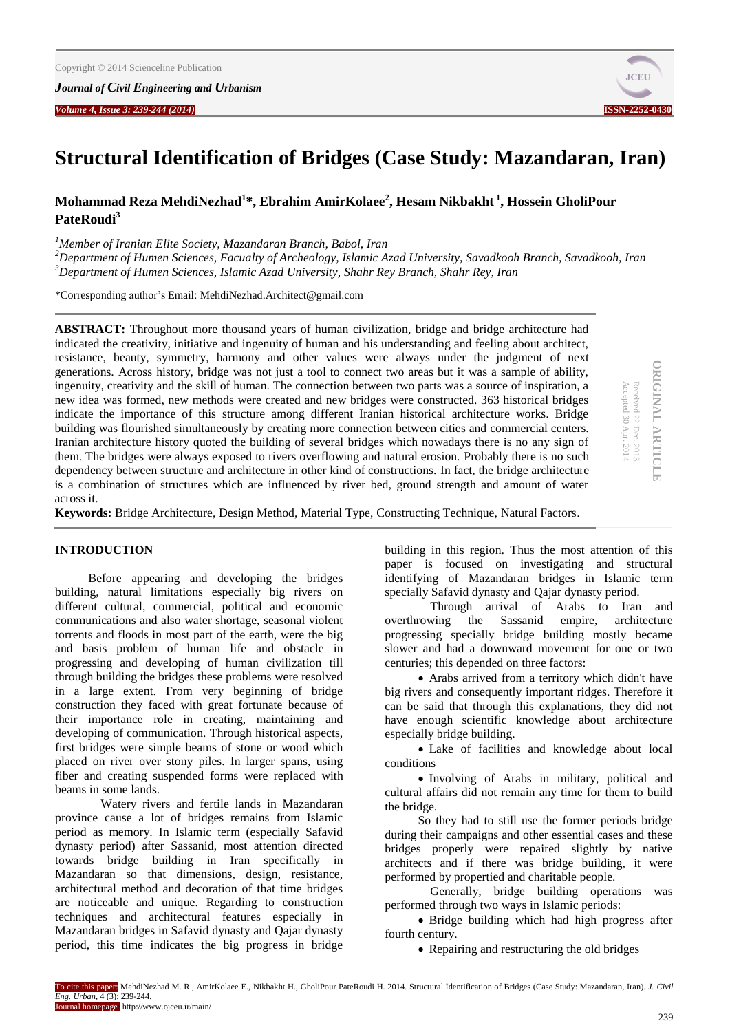# Structural Identification of Bridges (Case Study: Mazandaran, Iran)

**Mohammad Reza MehdiNezhad[1]*, Ebrahim AmirKolaee[2], Hesam Nikbakht[1], Hossein GholiPour PateRoudi[3]**

[1]*Member of Iranian Elite Society, Mazandaran Branch, Babol, Iran*
[2]*Department of Humen Sciences, Facualty of Archeology, Islamic Azad University, Savadkooh Branch, Savadkooh, Iran*
[3]*Department of Humen Sciences, Islamic Azad University, Shahr Rey Branch, Shahr Rey, Iran*

*Corresponding author's Email: MehdiNezhad.Architect@gmail.com

ORIGINAL ARTICLE
Received 22 Dec. 2013
Accepted 30 Apr. 2014

**ABSTRACT:** Throughout more thousand years of human civilization, bridge and bridge architecture had indicated the creativity, initiative and ingenuity of human and his understanding and feeling about architect, resistance, beauty, symmetry, harmony and other values were always under the judgment of next generations. Across history, bridge was not just a tool to connect two areas but it was a sample of ability, ingenuity, creativity and the skill of human. The connection between two parts was a source of inspiration, a new idea was formed, new methods were created and new bridges were constructed. 363 historical bridges indicate the importance of this structure among different Iranian historical architecture works. Bridge building was flourished simultaneously by creating more connection between cities and commercial centers. Iranian architecture history quoted the building of several bridges which nowadays there is no any sign of them. The bridges were always exposed to rivers overflowing and natural erosion. Probably there is no such dependency between structure and architecture in other kind of constructions. In fact, the bridge architecture is a combination of structures which are influenced by river bed, ground strength and amount of water across it.

**Keywords:** Bridge Architecture, Design Method, Material Type, Constructing Technique, Natural Factors.

## INTRODUCTION

Before appearing and developing the bridges building, natural limitations especially big rivers on different cultural, commercial, political and economic communications and also water shortage, seasonal violent torrents and floods in most part of the earth, were the big and basis problem of human life and obstacle in progressing and developing of human civilization till through building the bridges these problems were resolved in a large extent. From very beginning of bridge construction they faced with great fortunate because of their importance role in creating, maintaining and developing of communication. Through historical aspects, first bridges were simple beams of stone or wood which placed on river over stony piles. In larger spans, using fiber and creating suspended forms were replaced with beams in some lands.

Watery rivers and fertile lands in Mazandaran province cause a lot of bridges remains from Islamic period as memory. In Islamic term (especially Safavid dynasty period) after Sassanid, most attention directed towards bridge building in Iran specifically in Mazandaran so that dimensions, design, resistance, architectural method and decoration of that time bridges are noticeable and unique. Regarding to construction techniques and architectural features especially in Mazandaran bridges in Safavid dynasty and Qajar dynasty period, this time indicates the big progress in bridge building in this region. Thus the most attention of this paper is focused on investigating and structural identifying of Mazandaran bridges in Islamic term specially Safavid dynasty and Qajar dynasty period.

Through arrival of Arabs to Iran and overthrowing the Sassanid empire, architecture progressing specially bridge building mostly became slower and had a downward movement for one or two centuries; this depended on three factors:

- Arabs arrived from a territory which didn't have big rivers and consequently important ridges. Therefore it can be said that through this explanations, they did not have enough scientific knowledge about architecture especially bridge building.
- Lake of facilities and knowledge about local conditions
- Involving of Arabs in military, political and cultural affairs did not remain any time for them to build the bridge.

So they had to still use the former periods bridge during their campaigns and other essential cases and these bridges properly were repaired slightly by native architects and if there was bridge building, it were performed by propertied and charitable people.

Generally, bridge building operations was performed through two ways in Islamic periods:

- Bridge building which had high progress after fourth century.
- Repairing and restructuring the old bridges

To cite this paper: MehdiNezhad M. R., AmirKolaee E., Nikbakht H., GholiPour PateRoudi H. 2014. Structural Identification of Bridges (Case Study: Mazandaran, Iran). *J. Civil Eng. Urban*, 4 (3): 239-244.
Journal homepage: http://www.ojceu.ir/main/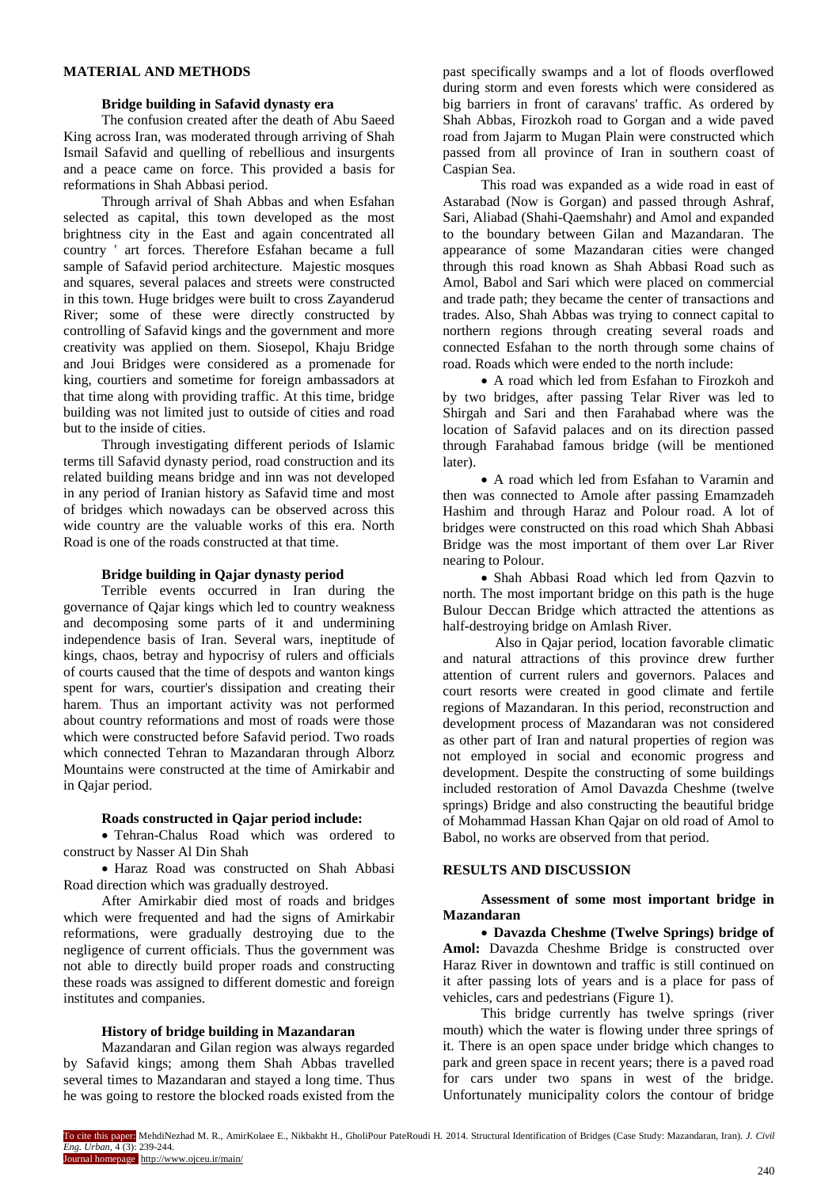## MATERIAL AND METHODS

### Bridge building in Safavid dynasty era

The confusion created after the death of Abu Saeed King across Iran, was moderated through arriving of Shah Ismail Safavid and quelling of rebellious and insurgents and a peace came on force. This provided a basis for reformations in Shah Abbasi period.

Through arrival of Shah Abbas and when Esfahan selected as capital, this town developed as the most brightness city in the East and again concentrated all country ' art forces. Therefore Esfahan became a full sample of Safavid period architecture. Majestic mosques and squares, several palaces and streets were constructed in this town. Huge bridges were built to cross Zayanderud River; some of these were directly constructed by controlling of Safavid kings and the government and more creativity was applied on them. Siosepol, Khaju Bridge and Joui Bridges were considered as a promenade for king, courtiers and sometime for foreign ambassadors at that time along with providing traffic. At this time, bridge building was not limited just to outside of cities and road but to the inside of cities.

Through investigating different periods of Islamic terms till Safavid dynasty period, road construction and its related building means bridge and inn was not developed in any period of Iranian history as Safavid time and most of bridges which nowadays can be observed across this wide country are the valuable works of this era. North Road is one of the roads constructed at that time.

### Bridge building in Qajar dynasty period

Terrible events occurred in Iran during the governance of Qajar kings which led to country weakness and decomposing some parts of it and undermining independence basis of Iran. Several wars, ineptitude of kings, chaos, betray and hypocrisy of rulers and officials of courts caused that the time of despots and wanton kings spent for wars, courtier's dissipation and creating their harem. Thus an important activity was not performed about country reformations and most of roads were those which were constructed before Safavid period. Two roads which connected Tehran to Mazandaran through Alborz Mountains were constructed at the time of Amirkabir and in Qajar period.

### Roads constructed in Qajar period include:

- Tehran-Chalus Road which was ordered to construct by Nasser Al Din Shah
- Haraz Road was constructed on Shah Abbasi Road direction which was gradually destroyed.

After Amirkabir died most of roads and bridges which were frequented and had the signs of Amirkabir reformations, were gradually destroying due to the negligence of current officials. Thus the government was not able to directly build proper roads and constructing these roads was assigned to different domestic and foreign institutes and companies.

### History of bridge building in Mazandaran

Mazandaran and Gilan region was always regarded by Safavid kings; among them Shah Abbas travelled several times to Mazandaran and stayed a long time. Thus he was going to restore the blocked roads existed from the past specifically swamps and a lot of floods overflowed during storm and even forests which were considered as big barriers in front of caravans' traffic. As ordered by Shah Abbas, Firozkoh road to Gorgan and a wide paved road from Jajarm to Mugan Plain were constructed which passed from all province of Iran in southern coast of Caspian Sea.

This road was expanded as a wide road in east of Astarabad (Now is Gorgan) and passed through Ashraf, Sari, Aliabad (Shahi-Qaemshahr) and Amol and expanded to the boundary between Gilan and Mazandaran. The appearance of some Mazandaran cities were changed through this road known as Shah Abbasi Road such as Amol, Babol and Sari which were placed on commercial and trade path; they became the center of transactions and trades. Also, Shah Abbas was trying to connect capital to northern regions through creating several roads and connected Esfahan to the north through some chains of road. Roads which were ended to the north include:

- A road which led from Esfahan to Firozkoh and by two bridges, after passing Telar River was led to Shirgah and Sari and then Farahabad where was the location of Safavid palaces and on its direction passed through Farahabad famous bridge (will be mentioned later).
- A road which led from Esfahan to Varamin and then was connected to Amole after passing Emamzadeh Hashim and through Haraz and Polour road. A lot of bridges were constructed on this road which Shah Abbasi Bridge was the most important of them over Lar River nearing to Polour.
- Shah Abbasi Road which led from Qazvin to north. The most important bridge on this path is the huge Bulour Deccan Bridge which attracted the attentions as half-destroying bridge on Amlash River.

Also in Qajar period, location favorable climatic and natural attractions of this province drew further attention of current rulers and governors. Palaces and court resorts were created in good climate and fertile regions of Mazandaran. In this period, reconstruction and development process of Mazandaran was not considered as other part of Iran and natural properties of region was not employed in social and economic progress and development. Despite the constructing of some buildings included restoration of Amol Davazda Cheshme (twelve springs) Bridge and also constructing the beautiful bridge of Mohammad Hassan Khan Qajar on old road of Amol to Babol, no works are observed from that period.

## RESULTS AND DISCUSSION

### Assessment of some most important bridge in Mazandaran

- **Davazda Cheshme (Twelve Springs) bridge of Amol:** Davazda Cheshme Bridge is constructed over Haraz River in downtown and traffic is still continued on it after passing lots of years and is a place for pass of vehicles, cars and pedestrians (Figure 1).

This bridge currently has twelve springs (river mouth) which the water is flowing under three springs of it. There is an open space under bridge which changes to park and green space in recent years; there is a paved road for cars under two spans in west of the bridge. Unfortunately municipality colors the contour of bridge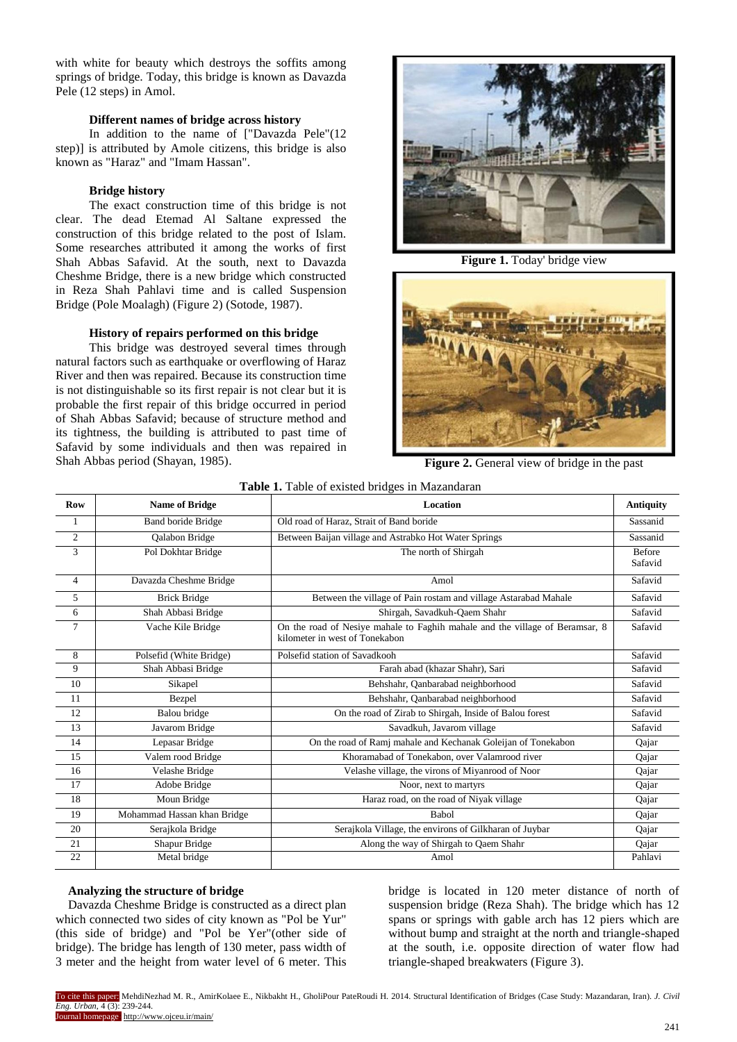with white for beauty which destroys the soffits among springs of bridge. Today, this bridge is known as Davazda Pele (12 steps) in Amol.

### Different names of bridge across history

In addition to the name of ["Davazda Pele"(12 step)] is attributed by Amole citizens, this bridge is also known as "Haraz" and "Imam Hassan".

### Bridge history

The exact construction time of this bridge is not clear. The dead Etemad Al Saltane expressed the construction of this bridge related to the post of Islam. Some researches attributed it among the works of first Shah Abbas Safavid. At the south, next to Davazda Cheshme Bridge, there is a new bridge which constructed in Reza Shah Pahlavi time and is called Suspension Bridge (Pole Moalagh) (Figure 2) (Sotode, 1987).

### History of repairs performed on this bridge

This bridge was destroyed several times through natural factors such as earthquake or overflowing of Haraz River and then was repaired. Because its construction time is not distinguishable so its first repair is not clear but it is probable the first repair of this bridge occurred in period of Shah Abbas Safavid; because of structure method and its tightness, the building is attributed to past time of Safavid by some individuals and then was repaired in Shah Abbas period (Shayan, 1985).

**Figure 1.** Today' bridge view

**Figure 2.** General view of bridge in the past

**Table 1.** Table of existed bridges in Mazandaran

| Row | Name of Bridge | Location | Antiquity |
|---|---|---|---|
| 1 | Band boride Bridge | Old road of Haraz, Strait of Band boride | Sassanid |
| 2 | Qalabon Bridge | Between Baijan village and Astrabko Hot Water Springs | Sassanid |
| 3 | Pol Dokhtar Bridge | The north of Shirgah | Before Safavid |
| 4 | Davazda Cheshme Bridge | Amol | Safavid |
| 5 | Brick Bridge | Between the village of Pain rostam and village Astarabad Mahale | Safavid |
| 6 | Shah Abbasi Bridge | Shirgah, Savadkuh-Qaem Shahr | Safavid |
| 7 | Vache Kile Bridge | On the road of Nesiye mahale to Faghih mahale and the village of Beramsar, 8 kilometer in west of Tonekabon | Safavid |
| 8 | Polsefid (White Bridge) | Polsefid station of Savadkooh | Safavid |
| 9 | Shah Abbasi Bridge | Farah abad (khazar Shahr), Sari | Safavid |
| 10 | Sikapel | Behshahr, Qanbarabad neighborhood | Safavid |
| 11 | Bezpel | Behshahr, Qanbarabad neighborhood | Safavid |
| 12 | Balou bridge | On the road of Zirab to Shirgah, Inside of Balou forest | Safavid |
| 13 | Javarom Bridge | Savadkuh, Javarom village | Safavid |
| 14 | Lepasar Bridge | On the road of Ramj mahale and Kechanak Goleijan of Tonekabon | Qajar |
| 15 | Valem rood Bridge | Khoramabad of Tonekabon, over Valamrood river | Qajar |
| 16 | Velashe Bridge | Velashe village, the virons of Miyanrood of Noor | Qajar |
| 17 | Adobe Bridge | Noor, next to martyrs | Qajar |
| 18 | Moun Bridge | Haraz road, on the road of Niyak village | Qajar |
| 19 | Mohammad Hassan khan Bridge | Babol | Qajar |
| 20 | Serajkola Bridge | Serajkola Village, the environs of Gilkharan of Juybar | Qajar |
| 21 | Shapur Bridge | Along the way of Shirgah to Qaem Shahr | Qajar |
| 22 | Metal bridge | Amol | Pahlavi |

### Analyzing the structure of bridge

Davazda Cheshme Bridge is constructed as a direct plan which connected two sides of city known as "Pol be Yur" (this side of bridge) and "Pol be Yer"(other side of bridge). The bridge has length of 130 meter, pass width of 3 meter and the height from water level of 6 meter. This bridge is located in 120 meter distance of north of suspension bridge (Reza Shah). The bridge which has 12 spans or springs with gable arch has 12 piers which are without bump and straight at the north and triangle-shaped at the south, i.e. opposite direction of water flow had triangle-shaped breakwaters (Figure 3).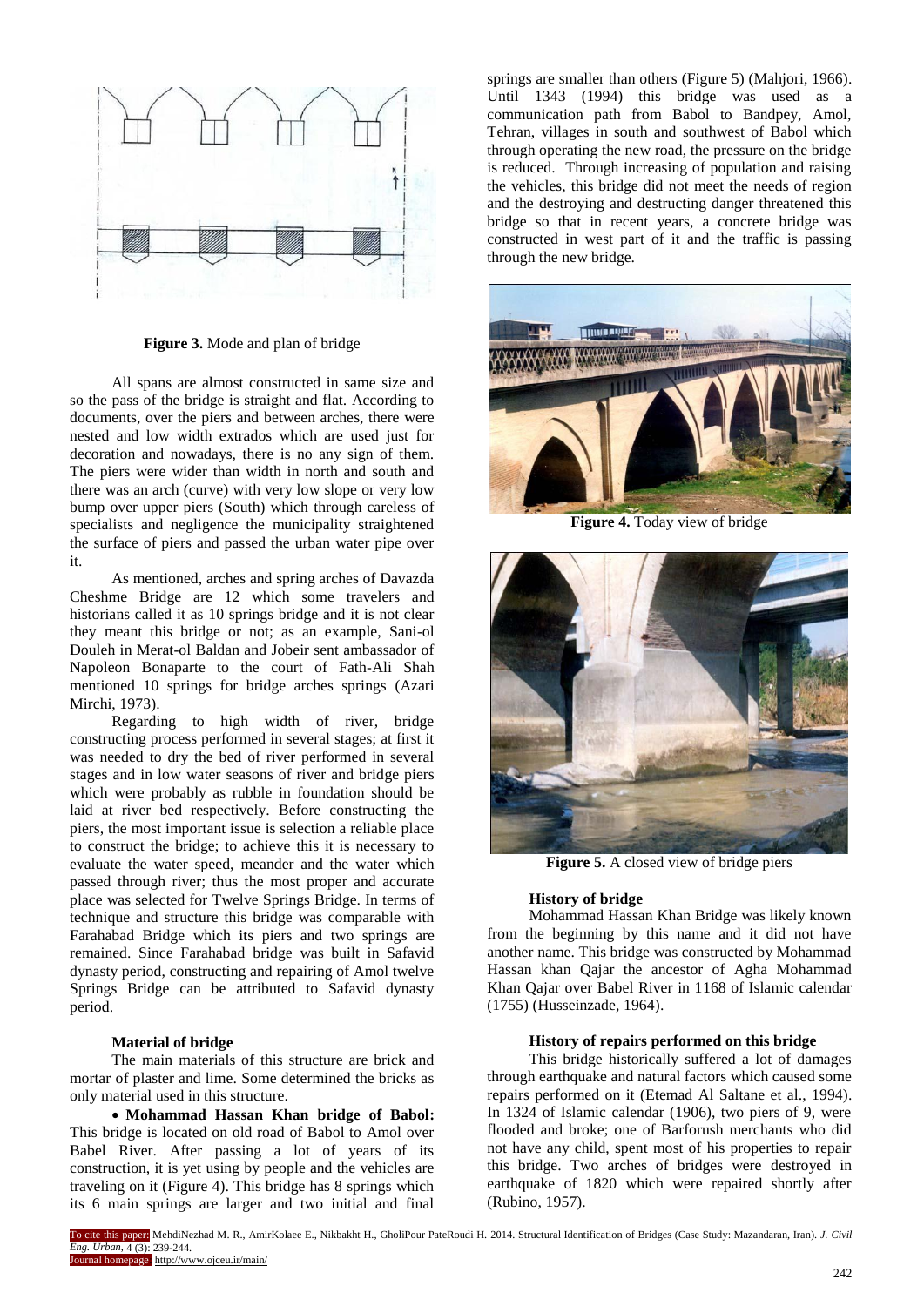Figure 3. Mode and plan of bridge

All spans are almost constructed in same size and so the pass of the bridge is straight and flat. According to documents, over the piers and between arches, there were nested and low width extrados which are used just for decoration and nowadays, there is no any sign of them. The piers were wider than width in north and south and there was an arch (curve) with very low slope or very low bump over upper piers (South) which through careless of specialists and negligence the municipality straightened the surface of piers and passed the urban water pipe over it.

As mentioned, arches and spring arches of Davazda Cheshme Bridge are 12 which some travelers and historians called it as 10 springs bridge and it is not clear they meant this bridge or not; as an example, Sani-ol Douleh in Merat-ol Baldan and Jobeir sent ambassador of Napoleon Bonaparte to the court of Fath-Ali Shah mentioned 10 springs for bridge arches springs (Azari Mirchi, 1973).

Regarding to high width of river, bridge constructing process performed in several stages; at first it was needed to dry the bed of river performed in several stages and in low water seasons of river and bridge piers which were probably as rubble in foundation should be laid at river bed respectively. Before constructing the piers, the most important issue is selection a reliable place to construct the bridge; to achieve this it is necessary to evaluate the water speed, meander and the water which passed through river; thus the most proper and accurate place was selected for Twelve Springs Bridge. In terms of technique and structure this bridge was comparable with Farahabad Bridge which its piers and two springs are remained. Since Farahabad bridge was built in Safavid dynasty period, constructing and repairing of Amol twelve Springs Bridge can be attributed to Safavid dynasty period.

#### Material of bridge

The main materials of this structure are brick and mortar of plaster and lime. Some determined the bricks as only material used in this structure.

- **Mohammad Hassan Khan bridge of Babol:** This bridge is located on old road of Babol to Amol over Babel River. After passing a lot of years of its construction, it is yet using by people and the vehicles are traveling on it (Figure 4). This bridge has 8 springs which its 6 main springs are larger and two initial and final springs are smaller than others (Figure 5) (Mahjori, 1966). Until 1343 (1994) this bridge was used as a communication path from Babol to Bandpey, Amol, Tehran, villages in south and southwest of Babol which through operating the new road, the pressure on the bridge is reduced. Through increasing of population and raising the vehicles, this bridge did not meet the needs of region and the destroying and destructing danger threatened this bridge so that in recent years, a concrete bridge was constructed in west part of it and the traffic is passing through the new bridge.

Figure 4. Today view of bridge

Figure 5. A closed view of bridge piers

#### History of bridge

Mohammad Hassan Khan Bridge was likely known from the beginning by this name and it did not have another name. This bridge was constructed by Mohammad Hassan khan Qajar the ancestor of Agha Mohammad Khan Qajar over Babel River in 1168 of Islamic calendar (1755) (Husseinzade, 1964).

#### History of repairs performed on this bridge

This bridge historically suffered a lot of damages through earthquake and natural factors which caused some repairs performed on it (Etemad Al Saltane et al., 1994). In 1324 of Islamic calendar (1906), two piers of 9, were flooded and broke; one of Barforush merchants who did not have any child, spent most of his properties to repair this bridge. Two arches of bridges were destroyed in earthquake of 1820 which were repaired shortly after (Rubino, 1957).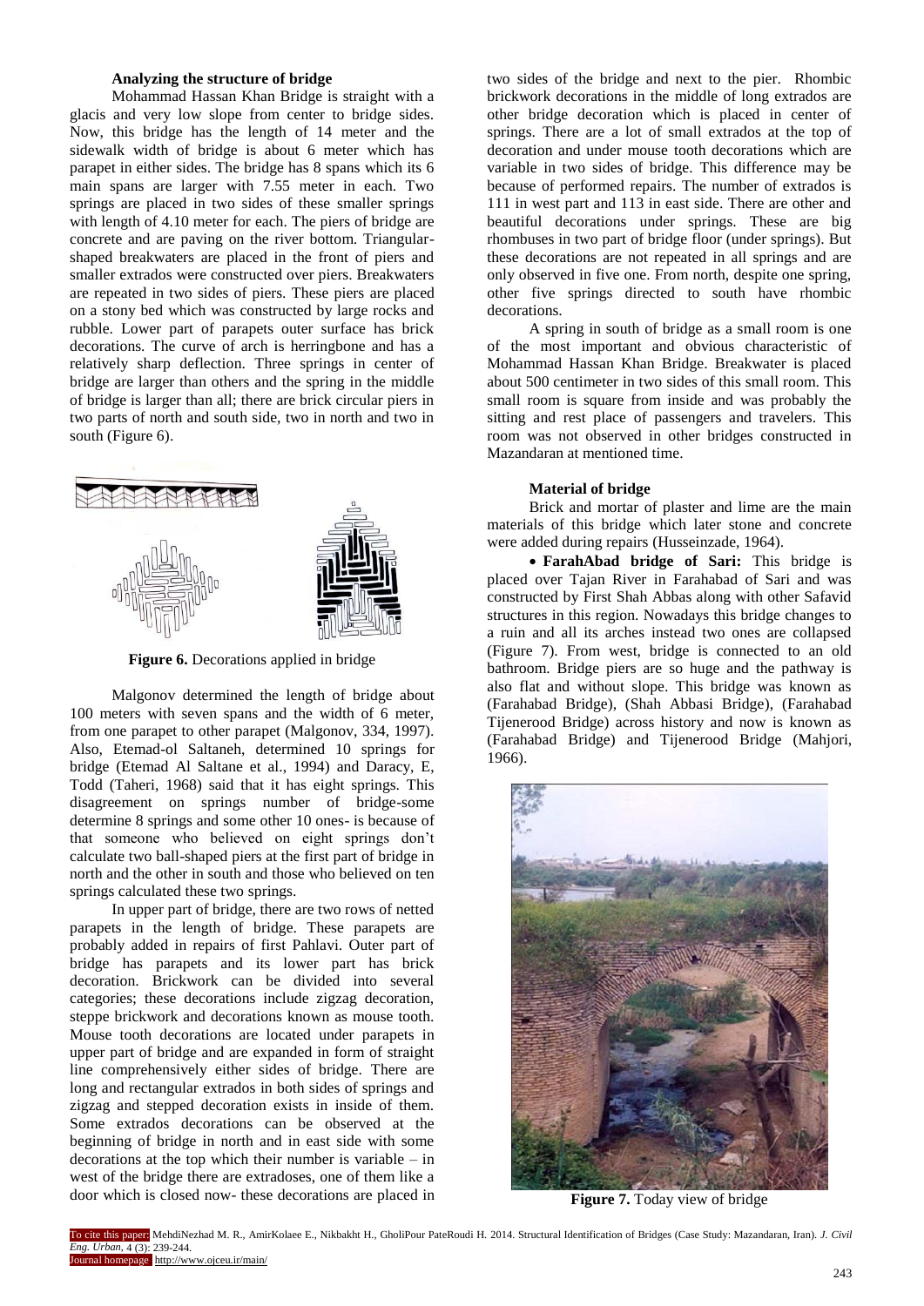**Analyzing the structure of bridge**

Mohammad Hassan Khan Bridge is straight with a glacis and very low slope from center to bridge sides. Now, this bridge has the length of 14 meter and the sidewalk width of bridge is about 6 meter which has parapet in either sides. The bridge has 8 spans which its 6 main spans are larger with 7.55 meter in each. Two springs are placed in two sides of these smaller springs with length of 4.10 meter for each. The piers of bridge are concrete and are paving on the river bottom. Triangular-shaped breakwaters are placed in the front of piers and smaller extrados were constructed over piers. Breakwaters are repeated in two sides of piers. These piers are placed on a stony bed which was constructed by large rocks and rubble. Lower part of parapets outer surface has brick decorations. The curve of arch is herringbone and has a relatively sharp deflection. Three springs in center of bridge are larger than others and the spring in the middle of bridge is larger than all; there are brick circular piers in two parts of north and south side, two in north and two in south (Figure 6).

**Figure 6.** Decorations applied in bridge

Malgonov determined the length of bridge about 100 meters with seven spans and the width of 6 meter, from one parapet to other parapet (Malgonov, 334, 1997). Also, Etemad-ol Saltaneh, determined 10 springs for bridge (Etemad Al Saltane et al., 1994) and Daracy, E, Todd (Taheri, 1968) said that it has eight springs. This disagreement on springs number of bridge-some determine 8 springs and some other 10 ones- is because of that someone who believed on eight springs don't calculate two ball-shaped piers at the first part of bridge in north and the other in south and those who believed on ten springs calculated these two springs.

In upper part of bridge, there are two rows of netted parapets in the length of bridge. These parapets are probably added in repairs of first Pahlavi. Outer part of bridge has parapets and its lower part has brick decoration. Brickwork can be divided into several categories; these decorations include zigzag decoration, steppe brickwork and decorations known as mouse tooth. Mouse tooth decorations are located under parapets in upper part of bridge and are expanded in form of straight line comprehensively either sides of bridge. There are long and rectangular extrados in both sides of springs and zigzag and stepped decoration exists in inside of them. Some extrados decorations can be observed at the beginning of bridge in north and in east side with some decorations at the top which their number is variable – in west of the bridge there are extradoses, one of them like a door which is closed now- these decorations are placed in two sides of the bridge and next to the pier. Rhombic brickwork decorations in the middle of long extrados are other bridge decoration which is placed in center of springs. There are a lot of small extrados at the top of decoration and under mouse tooth decorations which are variable in two sides of bridge. This difference may be because of performed repairs. The number of extrados is 111 in west part and 113 in east side. There are other and beautiful decorations under springs. These are big rhombuses in two part of bridge floor (under springs). But these decorations are not repeated in all springs and are only observed in five one. From north, despite one spring, other five springs directed to south have rhombic decorations.

A spring in south of bridge as a small room is one of the most important and obvious characteristic of Mohammad Hassan Khan Bridge. Breakwater is placed about 500 centimeter in two sides of this small room. This small room is square from inside and was probably the sitting and rest place of passengers and travelers. This room was not observed in other bridges constructed in Mazandaran at mentioned time.

**Material of bridge**

Brick and mortar of plaster and lime are the main materials of this bridge which later stone and concrete were added during repairs (Husseinzade, 1964).

- **FarahAbad bridge of Sari:** This bridge is placed over Tajan River in Farahabad of Sari and was constructed by First Shah Abbas along with other Safavid structures in this region. Nowadays this bridge changes to a ruin and all its arches instead two ones are collapsed (Figure 7). From west, bridge is connected to an old bathroom. Bridge piers are so huge and the pathway is also flat and without slope. This bridge was known as (Farahabad Bridge), (Shah Abbasi Bridge), (Farahabad Tijenerood Bridge) across history and now is known as (Farahabad Bridge) and Tijenerood Bridge (Mahjori, 1966).

**Figure 7.** Today view of bridge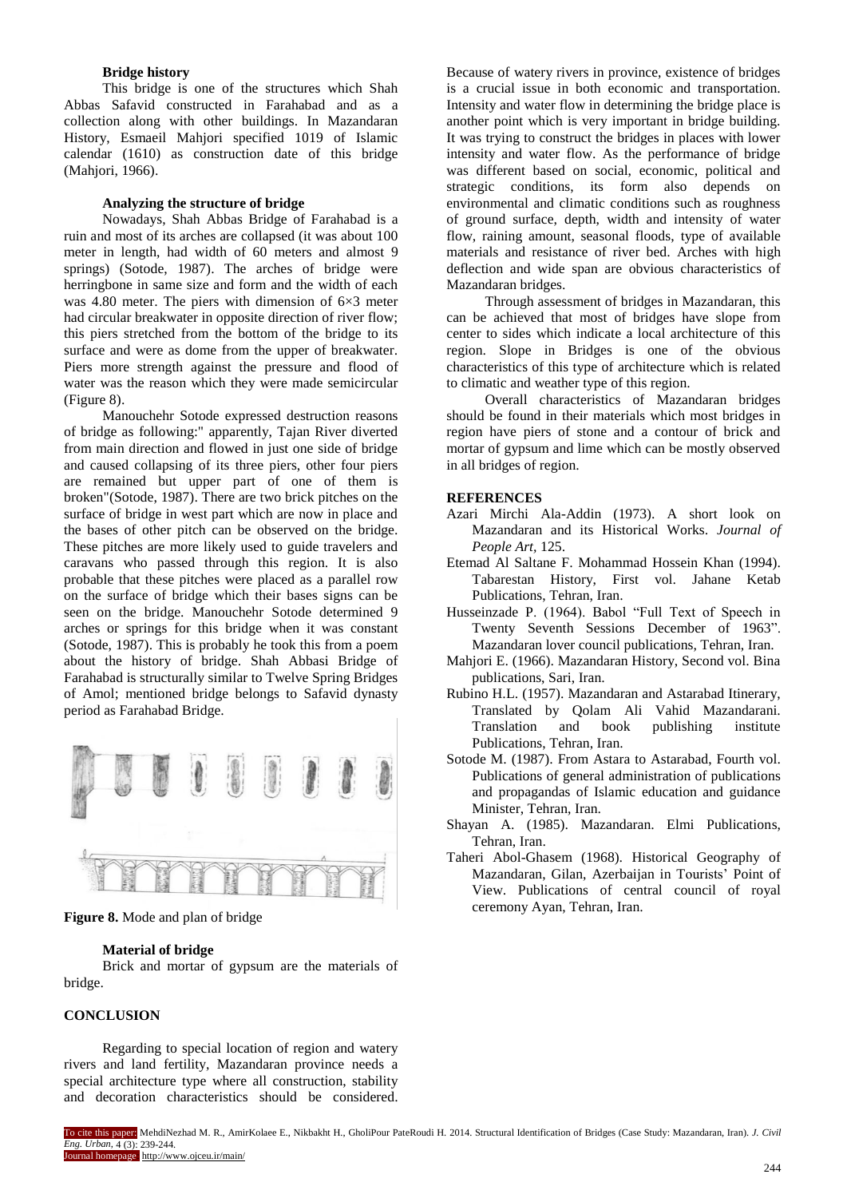#### Bridge history

This bridge is one of the structures which Shah Abbas Safavid constructed in Farahabad and as a collection along with other buildings. In Mazandaran History, Esmaeil Mahjori specified 1019 of Islamic calendar (1610) as construction date of this bridge (Mahjori, 1966).

#### Analyzing the structure of bridge

Nowadays, Shah Abbas Bridge of Farahabad is a ruin and most of its arches are collapsed (it was about 100 meter in length, had width of 60 meters and almost 9 springs) (Sotode, 1987). The arches of bridge were herringbone in same size and form and the width of each was 4.80 meter. The piers with dimension of 6×3 meter had circular breakwater in opposite direction of river flow; this piers stretched from the bottom of the bridge to its surface and were as dome from the upper of breakwater. Piers more strength against the pressure and flood of water was the reason which they were made semicircular (Figure 8).

Manouchehr Sotode expressed destruction reasons of bridge as following:" apparently, Tajan River diverted from main direction and flowed in just one side of bridge and caused collapsing of its three piers, other four piers are remained but upper part of one of them is broken"(Sotode, 1987). There are two brick pitches on the surface of bridge in west part which are now in place and the bases of other pitch can be observed on the bridge. These pitches are more likely used to guide travelers and caravans who passed through this region. It is also probable that these pitches were placed as a parallel row on the surface of bridge which their bases signs can be seen on the bridge. Manouchehr Sotode determined 9 arches or springs for this bridge when it was constant (Sotode, 1987). This is probably he took this from a poem about the history of bridge. Shah Abbasi Bridge of Farahabad is structurally similar to Twelve Spring Bridges of Amol; mentioned bridge belongs to Safavid dynasty period as Farahabad Bridge.

**Figure 8.** Mode and plan of bridge

#### Material of bridge

Brick and mortar of gypsum are the materials of bridge.

### CONCLUSION

Regarding to special location of region and watery rivers and land fertility, Mazandaran province needs a special architecture type where all construction, stability and decoration characteristics should be considered. Because of watery rivers in province, existence of bridges is a crucial issue in both economic and transportation. Intensity and water flow in determining the bridge place is another point which is very important in bridge building. It was trying to construct the bridges in places with lower intensity and water flow. As the performance of bridge was different based on social, economic, political and strategic conditions, its form also depends on environmental and climatic conditions such as roughness of ground surface, depth, width and intensity of water flow, raining amount, seasonal floods, type of available materials and resistance of river bed. Arches with high deflection and wide span are obvious characteristics of Mazandaran bridges.

Through assessment of bridges in Mazandaran, this can be achieved that most of bridges have slope from center to sides which indicate a local architecture of this region. Slope in Bridges is one of the obvious characteristics of this type of architecture which is related to climatic and weather type of this region.

Overall characteristics of Mazandaran bridges should be found in their materials which most bridges in region have piers of stone and a contour of brick and mortar of gypsum and lime which can be mostly observed in all bridges of region.

### REFERENCES

Azari Mirchi Ala-Addin (1973). A short look on Mazandaran and its Historical Works. *Journal of People Art*, 125.

Etemad Al Saltane F. Mohammad Hossein Khan (1994). Tabarestan History, First vol. Jahane Ketab Publications, Tehran, Iran.

Husseinzade P. (1964). Babol "Full Text of Speech in Twenty Seventh Sessions December of 1963". Mazandaran lover council publications, Tehran, Iran.

Mahjori E. (1966). Mazandaran History, Second vol. Bina publications, Sari, Iran.

Rubino H.L. (1957). Mazandaran and Astarabad Itinerary, Translated by Qolam Ali Vahid Mazandarani. Translation and book publishing institute Publications, Tehran, Iran.

Sotode M. (1987). From Astara to Astarabad, Fourth vol. Publications of general administration of publications and propagandas of Islamic education and guidance Minister, Tehran, Iran.

Shayan A. (1985). Mazandaran. Elmi Publications, Tehran, Iran.

Taheri Abol-Ghasem (1968). Historical Geography of Mazandaran, Gilan, Azerbaijan in Tourists' Point of View. Publications of central council of royal ceremony Ayan, Tehran, Iran.